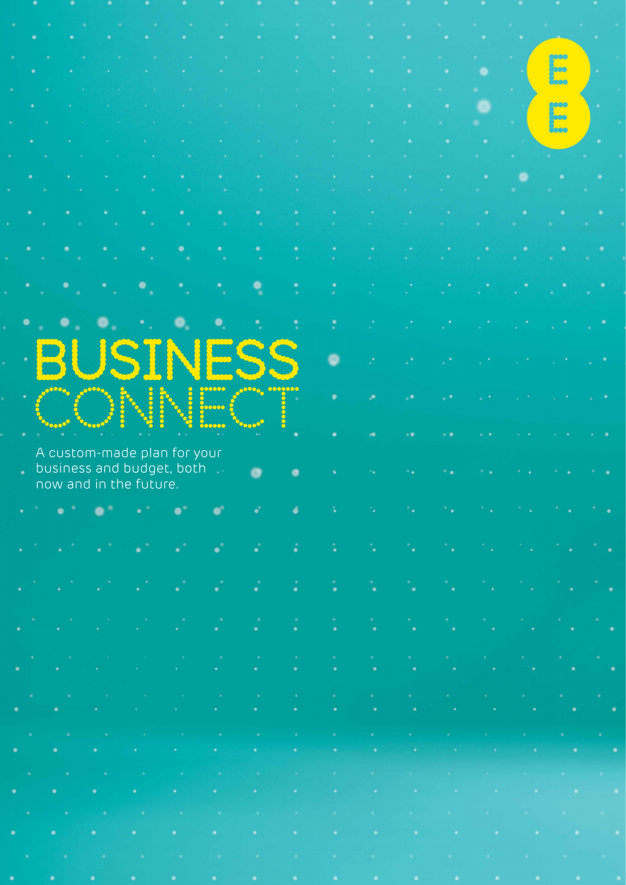# BUSINESS CONNECT

A custom-made plan for your business and budget, both now and in the future.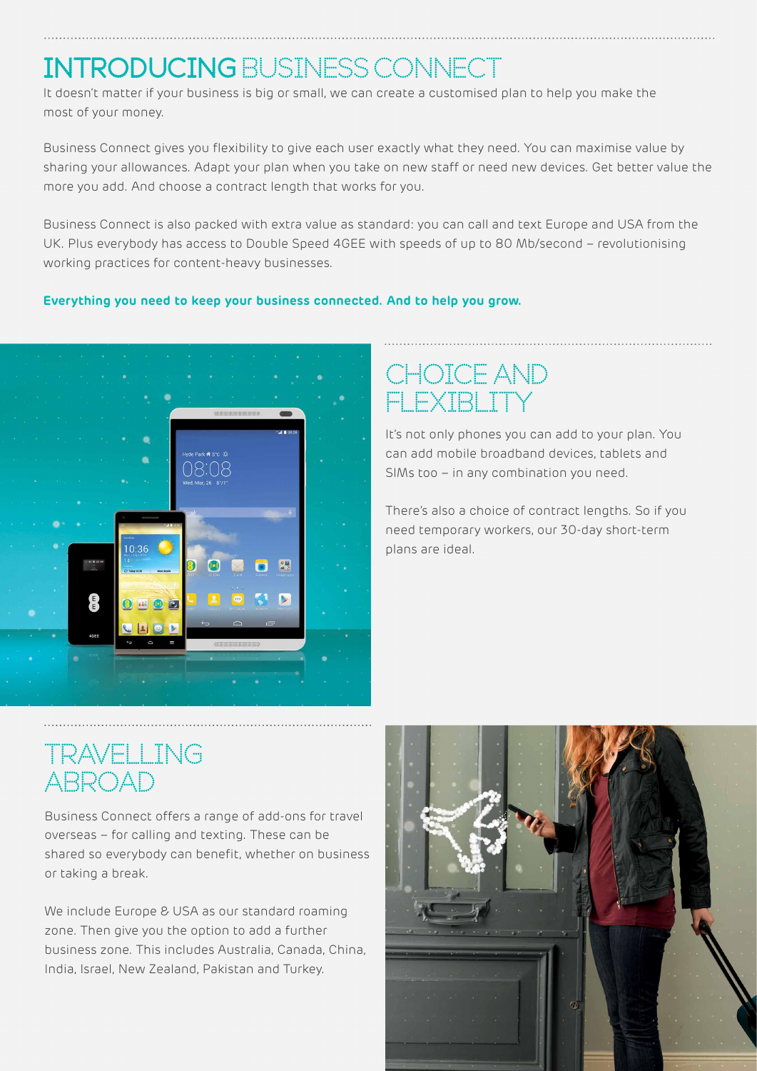# INTRODUCING BUSINESS CONNECT

It doesn't matter if your business is big or small, we can create a customised plan to help you make the most of your money.

Business Connect gives you flexibility to give each user exactly what they need. You can maximise value by sharing your allowances. Adapt your plan when you take on new staff or need new devices. Get better value the more you add. And choose a contract length that works for you.

Business Connect is also packed with extra value as standard: you can call and text Europe and USA from the UK. Plus everybody has access to Double Speed 4GEE with speeds of up to 80 Mb/second – revolutionising working practices for content-heavy businesses.

**Everything you need to keep your business connected. And to help you grow.**

## CHOICE AND FLEXIBLITY

It's not only phones you can add to your plan. You can add mobile broadband devices, tablets and SIMs too – in any combination you need.

There's also a choice of contract lengths. So if you need temporary workers, our 30-day short-term plans are ideal.

## TRAVELLING ABROAD

Business Connect offers a range of add-ons for travel overseas – for calling and texting. These can be shared so everybody can benefit, whether on business or taking a break.

We include Europe & USA as our standard roaming zone. Then give you the option to add a further business zone. This includes Australia, Canada, China, India, Israel, New Zealand, Pakistan and Turkey.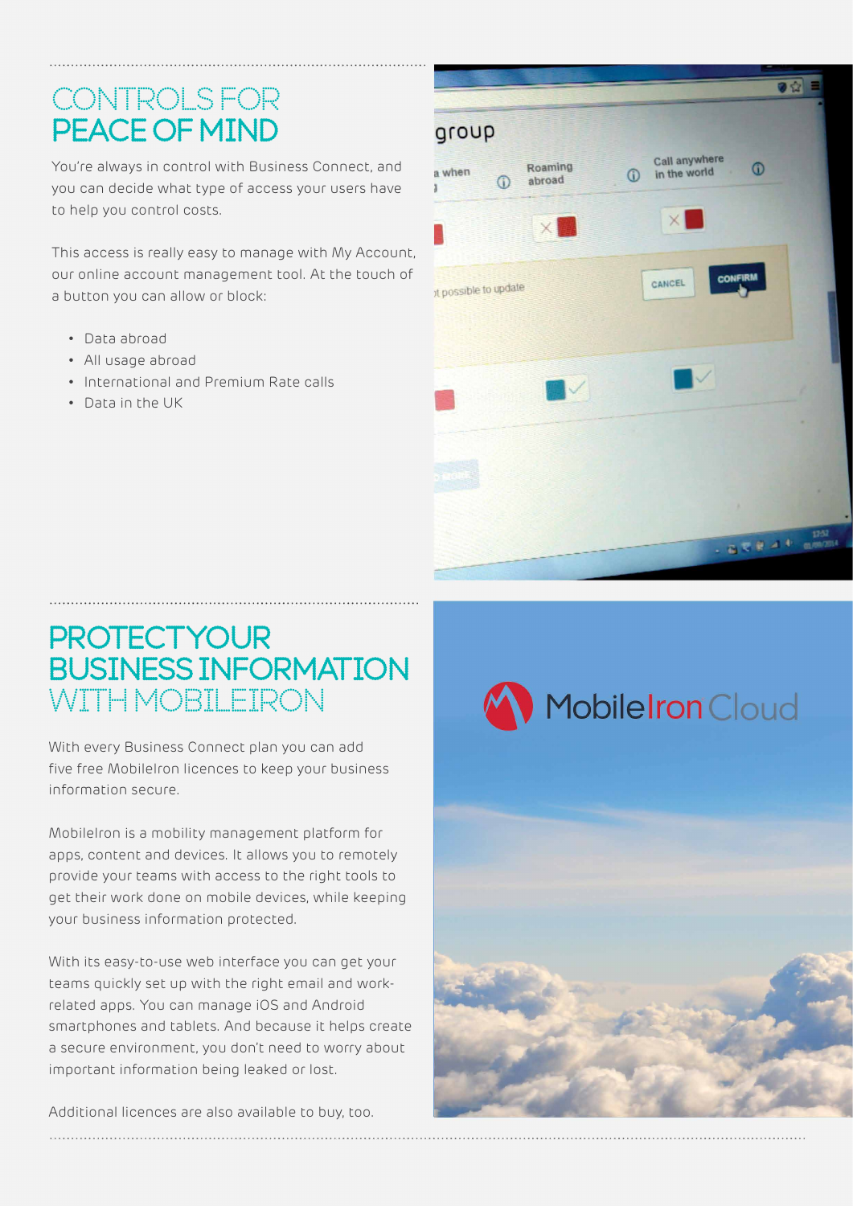## CONTROLS FOR PEACE OF MIND

You're always in control with Business Connect, and you can decide what type of access your users have to help you control costs.

This access is really easy to manage with My Account, our online account management tool. At the touch of a button you can allow or block:

- Data abroad
- All usage abroad
- International and Premium Rate calls
- Data in the UK

## PROTECT YOUR BUSINESS INFORMATION WITH MOBILEIRON

With every Business Connect plan you can add five free MobileIron licences to keep your business information secure.

MobileIron is a mobility management platform for apps, content and devices. It allows you to remotely provide your teams with access to the right tools to get their work done on mobile devices, while keeping your business information protected.

With its easy-to-use web interface you can get your teams quickly set up with the right email and work-related apps. You can manage iOS and Android smartphones and tablets. And because it helps create a secure environment, you don't need to worry about important information being leaked or lost.

Additional licences are also available to buy, too.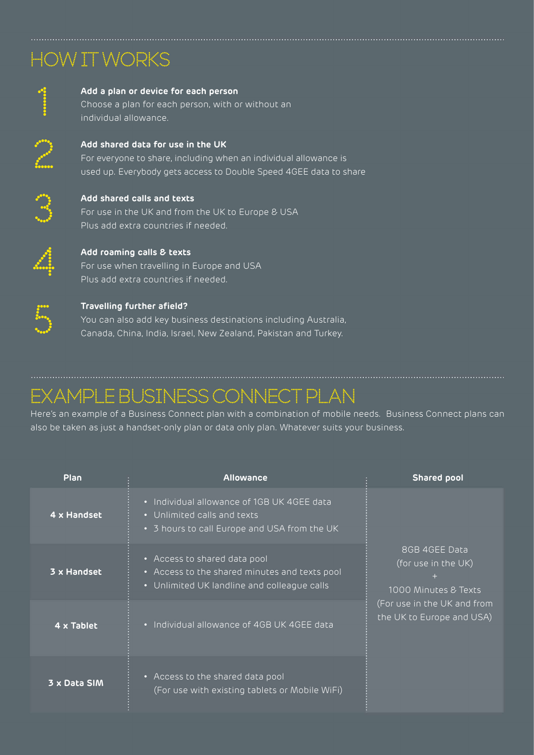## HOW IT WORKS

1. **Add a plan or device for each person**
   Choose a plan for each person, with or without an individual allowance.

2. **Add shared data for use in the UK**
   For everyone to share, including when an individual allowance is used up. Everybody gets access to Double Speed 4GEE data to share

3. **Add shared calls and texts**
   For use in the UK and from the UK to Europe & USA
   Plus add extra countries if needed.

4. **Add roaming calls & texts**
   For use when travelling in Europe and USA
   Plus add extra countries if needed.

5. **Travelling further afield?**
   You can also add key business destinations including Australia, Canada, China, India, Israel, New Zealand, Pakistan and Turkey.

## EXAMPLE BUSINESS CONNECT PLAN

Here's an example of a Business Connect plan with a combination of mobile needs. Business Connect plans can also be taken as just a handset-only plan or data only plan. Whatever suits your business.

| Plan | Allowance | Shared pool |
|---|---|---|
| **4 x Handset** | • Individual allowance of 1GB UK 4GEE data<br>• Unlimited calls and texts<br>• 3 hours to call Europe and USA from the UK | 8GB 4GEE Data (for use in the UK) + 1000 Minutes & Texts (For use in the UK and from the UK to Europe and USA) |
| **3 x Handset** | • Access to shared data pool<br>• Access to the shared minutes and texts pool<br>• Unlimited UK landline and colleague calls | |
| **4 x Tablet** | • Individual allowance of 4GB UK 4GEE data | |
| **3 x Data SIM** | • Access to the shared data pool (For use with existing tablets or Mobile WiFi) | |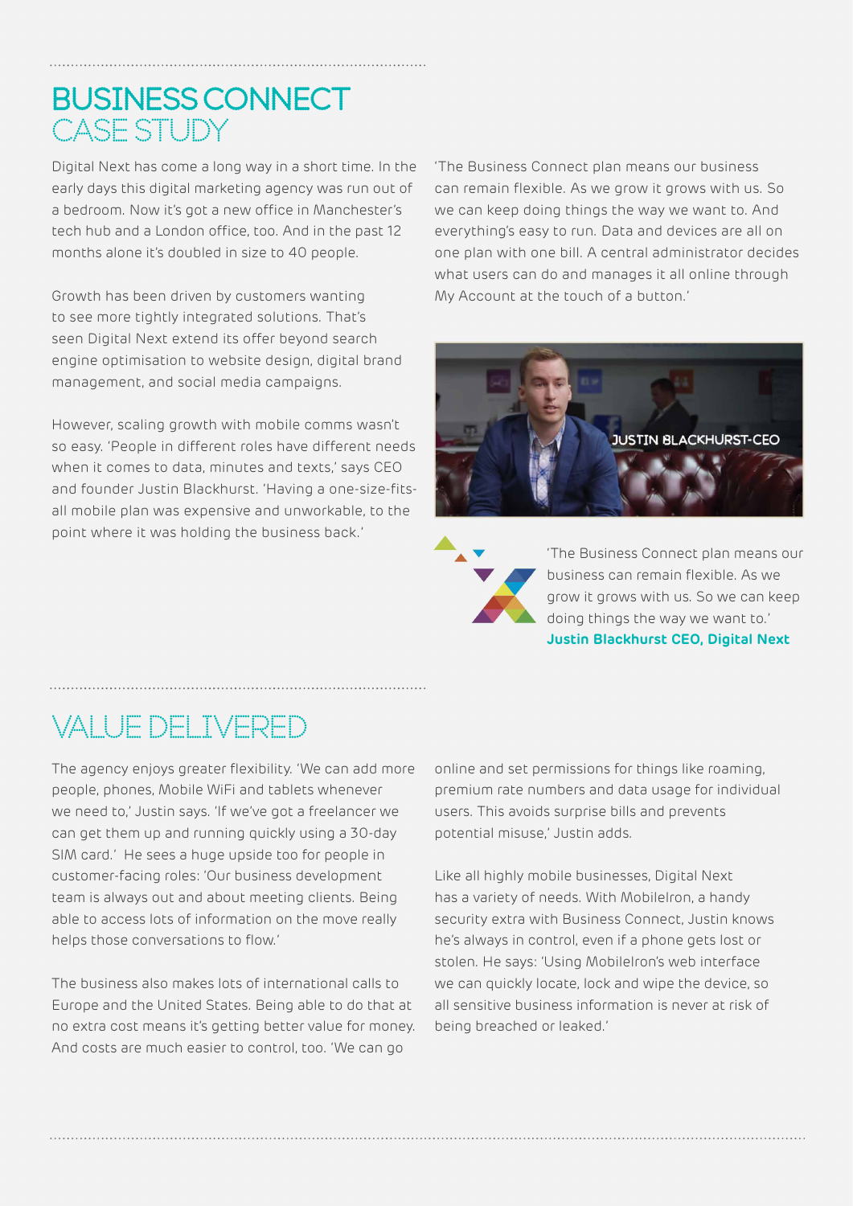# BUSINESS CONNECT CASE STUDY

Digital Next has come a long way in a short time. In the early days this digital marketing agency was run out of a bedroom. Now it's got a new office in Manchester's tech hub and a London office, too. And in the past 12 months alone it's doubled in size to 40 people.

Growth has been driven by customers wanting to see more tightly integrated solutions. That's seen Digital Next extend its offer beyond search engine optimisation to website design, digital brand management, and social media campaigns.

However, scaling growth with mobile comms wasn't so easy. 'People in different roles have different needs when it comes to data, minutes and texts,' says CEO and founder Justin Blackhurst. 'Having a one-size-fits-all mobile plan was expensive and unworkable, to the point where it was holding the business back.'

'The Business Connect plan means our business can remain flexible. As we grow it grows with us. So we can keep doing things the way we want to. And everything's easy to run. Data and devices are all on one plan with one bill. A central administrator decides what users can do and manages it all online through My Account at the touch of a button.'

JUSTIN BLACKHURST-CEO

'The Business Connect plan means our business can remain flexible. As we grow it grows with us. So we can keep doing things the way we want to.'
**Justin Blackhurst CEO, Digital Next**

# VALUE DELIVERED

The agency enjoys greater flexibility. 'We can add more people, phones, Mobile WiFi and tablets whenever we need to,' Justin says. 'If we've got a freelancer we can get them up and running quickly using a 30-day SIM card.' He sees a huge upside too for people in customer-facing roles: 'Our business development team is always out and about meeting clients. Being able to access lots of information on the move really helps those conversations to flow.'

The business also makes lots of international calls to Europe and the United States. Being able to do that at no extra cost means it's getting better value for money. And costs are much easier to control, too. 'We can go online and set permissions for things like roaming, premium rate numbers and data usage for individual users. This avoids surprise bills and prevents potential misuse,' Justin adds.

Like all highly mobile businesses, Digital Next has a variety of needs. With MobileIron, a handy security extra with Business Connect, Justin knows he's always in control, even if a phone gets lost or stolen. He says: 'Using MobileIron's web interface we can quickly locate, lock and wipe the device, so all sensitive business information is never at risk of being breached or leaked.'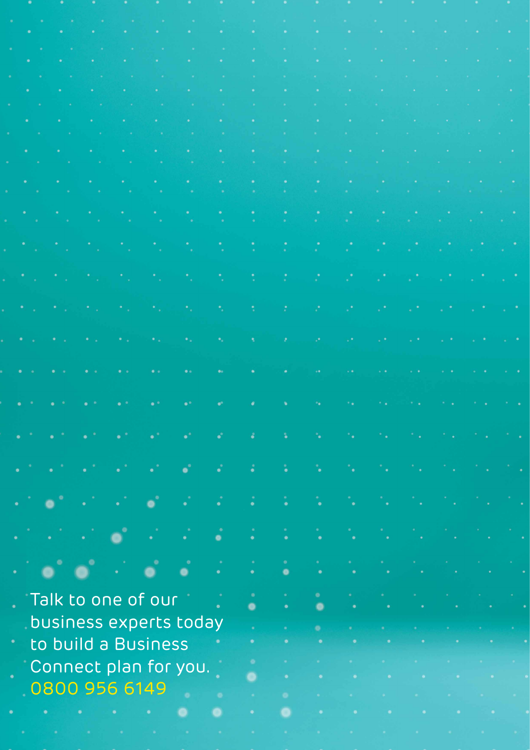Talk to one of our business experts today to build a Business Connect plan for you.
0800 956 6149